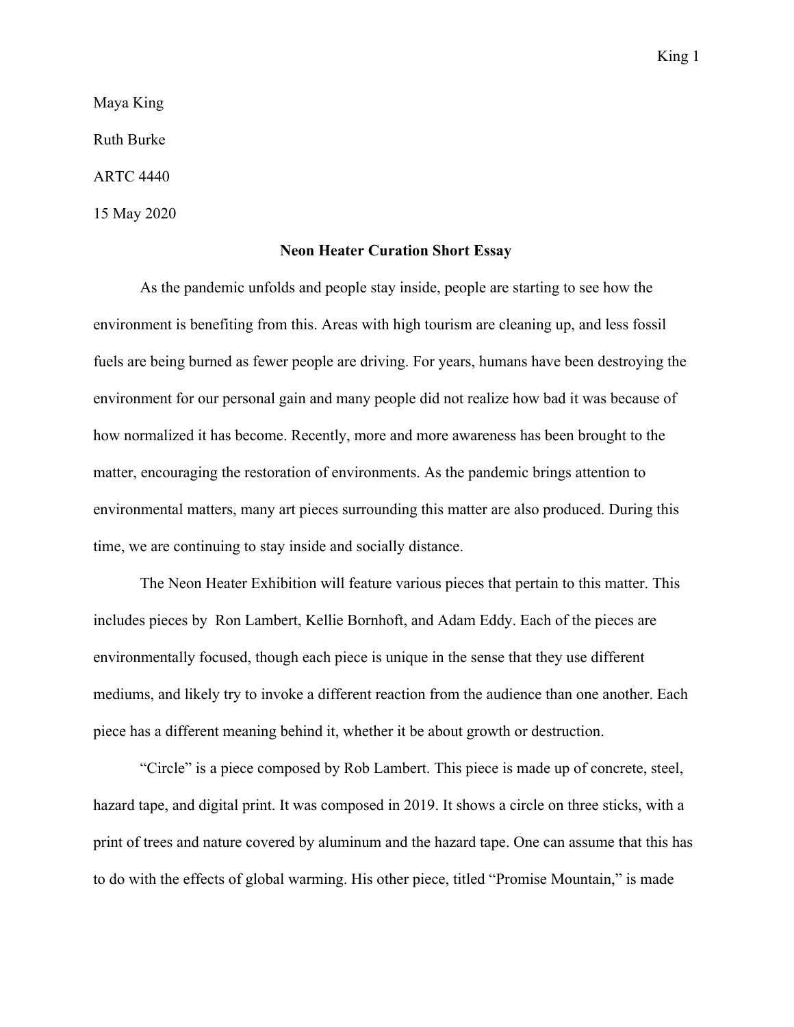Maya King

Ruth Burke

ARTC 4440

15 May 2020

**Neon Heater Curation Short Essay**

As the pandemic unfolds and people stay inside, people are starting to see how the environment is benefiting from this. Areas with high tourism are cleaning up, and less fossil fuels are being burned as fewer people are driving. For years, humans have been destroying the environment for our personal gain and many people did not realize how bad it was because of how normalized it has become. Recently, more and more awareness has been brought to the matter, encouraging the restoration of environments. As the pandemic brings attention to environmental matters, many art pieces surrounding this matter are also produced. During this time, we are continuing to stay inside and socially distance.

The Neon Heater Exhibition will feature various pieces that pertain to this matter. This includes pieces by  Ron Lambert, Kellie Bornhoft, and Adam Eddy. Each of the pieces are environmentally focused, though each piece is unique in the sense that they use different mediums, and likely try to invoke a different reaction from the audience than one another. Each piece has a different meaning behind it, whether it be about growth or destruction.

“Circle” is a piece composed by Rob Lambert. This piece is made up of concrete, steel, hazard tape, and digital print. It was composed in 2019. It shows a circle on three sticks, with a print of trees and nature covered by aluminum and the hazard tape. One can assume that this has to do with the effects of global warming. His other piece, titled “Promise Mountain,” is made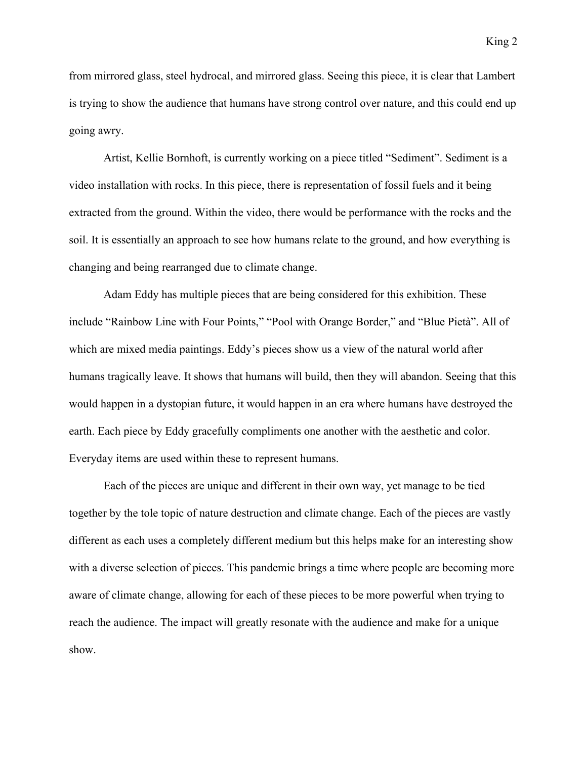from mirrored glass, steel hydrocal, and mirrored glass. Seeing this piece, it is clear that Lambert is trying to show the audience that humans have strong control over nature, and this could end up going awry.

Artist, Kellie Bornhoft, is currently working on a piece titled “Sediment”. Sediment is a video installation with rocks. In this piece, there is representation of fossil fuels and it being extracted from the ground. Within the video, there would be performance with the rocks and the soil. It is essentially an approach to see how humans relate to the ground, and how everything is changing and being rearranged due to climate change.

Adam Eddy has multiple pieces that are being considered for this exhibition. These include “Rainbow Line with Four Points,” “Pool with Orange Border,” and “Blue Pietà”. All of which are mixed media paintings. Eddy’s pieces show us a view of the natural world after humans tragically leave. It shows that humans will build, then they will abandon. Seeing that this would happen in a dystopian future, it would happen in an era where humans have destroyed the earth. Each piece by Eddy gracefully compliments one another with the aesthetic and color. Everyday items are used within these to represent humans.

Each of the pieces are unique and different in their own way, yet manage to be tied together by the tole topic of nature destruction and climate change. Each of the pieces are vastly different as each uses a completely different medium but this helps make for an interesting show with a diverse selection of pieces. This pandemic brings a time where people are becoming more aware of climate change, allowing for each of these pieces to be more powerful when trying to reach the audience. The impact will greatly resonate with the audience and make for a unique show.